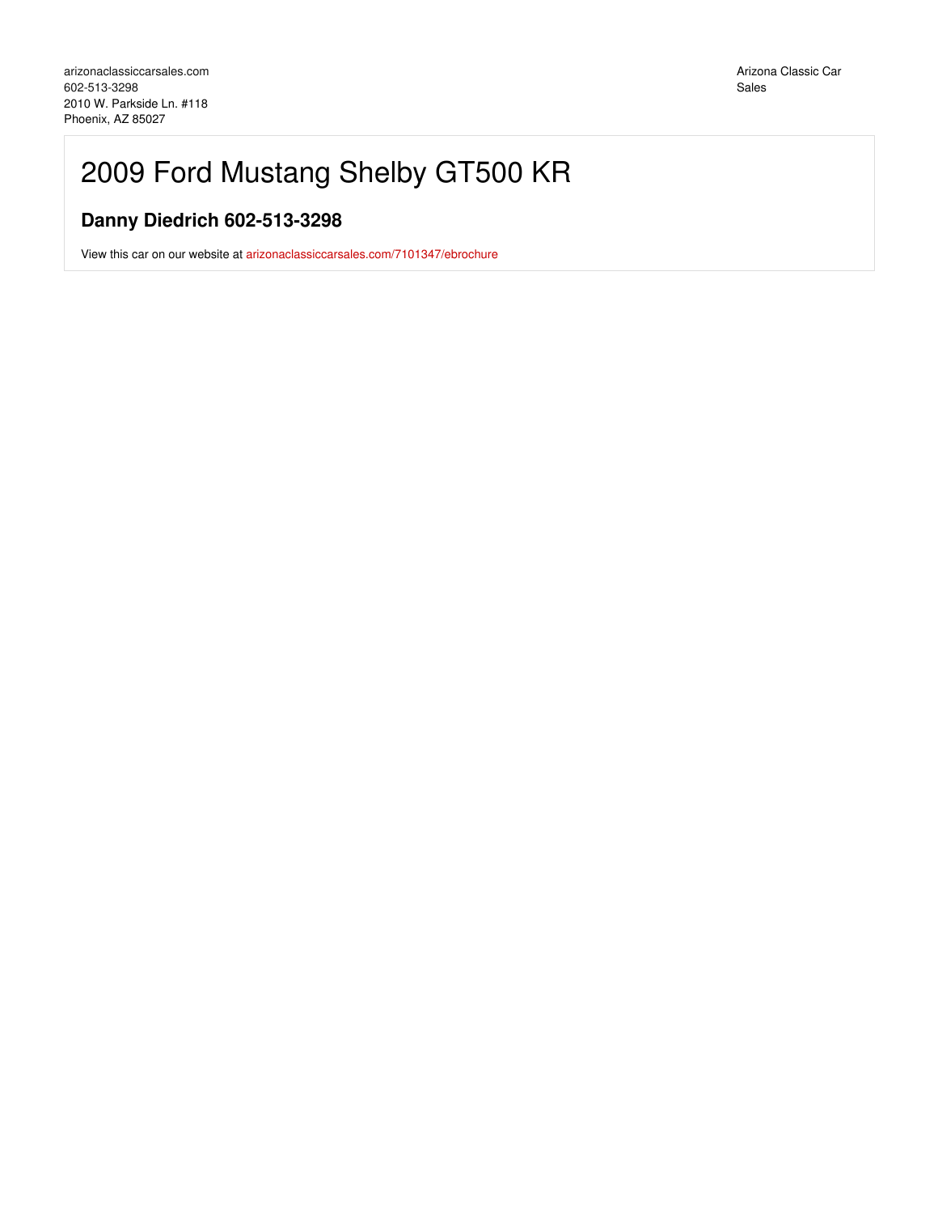arizonaclassiccarsales.com
602-513-3298
2010 W. Parkside Ln. #118
Phoenix, AZ 85027

Arizona Classic Car Sales

# 2009 Ford Mustang Shelby GT500 KR

## Danny Diedrich 602-513-3298

View this car on our website at [arizonaclassiccarsales.com/7101347/ebrochure](arizonaclassiccarsales.com/7101347/ebrochure)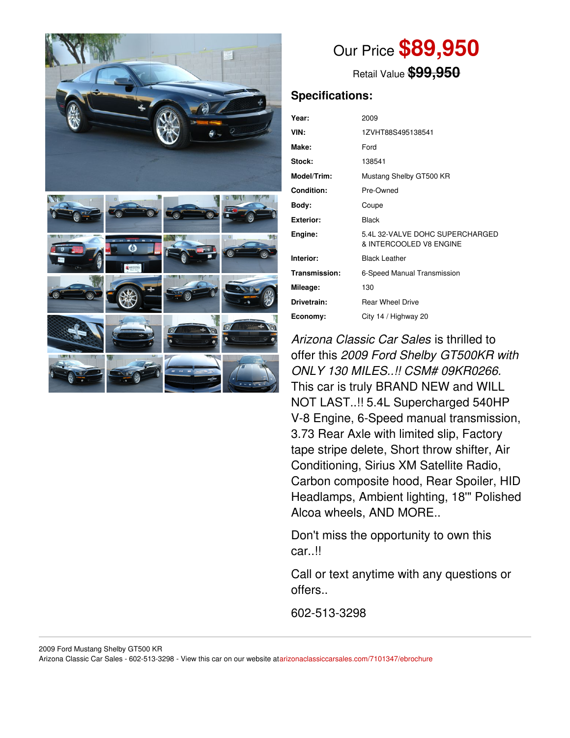Our Price **$89,950**

Retail Value ~~**$99,950**~~

## Specifications:

| | |
|---|---|
| **Year:** | 2009 |
| **VIN:** | 1ZVHT88S495138541 |
| **Make:** | Ford |
| **Stock:** | 138541 |
| **Model/Trim:** | Mustang Shelby GT500 KR |
| **Condition:** | Pre-Owned |
| **Body:** | Coupe |
| **Exterior:** | Black |
| **Engine:** | 5.4L 32-VALVE DOHC SUPERCHARGED & INTERCOOLED V8 ENGINE |
| **Interior:** | Black Leather |
| **Transmission:** | 6-Speed Manual Transmission |
| **Mileage:** | 130 |
| **Drivetrain:** | Rear Wheel Drive |
| **Economy:** | City 14 / Highway 20 |

*Arizona Classic Car Sales* is thrilled to offer this *2009 Ford Shelby GT500KR with ONLY 130 MILES..!! CSM# 09KR0266.* This car is truly BRAND NEW and WILL NOT LAST..!! 5.4L Supercharged 540HP V-8 Engine, 6-Speed manual transmission, 3.73 Rear Axle with limited slip, Factory tape stripe delete, Short throw shifter, Air Conditioning, Sirius XM Satellite Radio, Carbon composite hood, Rear Spoiler, HID Headlamps, Ambient lighting, 18'" Polished Alcoa wheels, AND MORE..

Don't miss the opportunity to own this car..!!

Call or text anytime with any questions or offers..

602-513-3298

2009 Ford Mustang Shelby GT500 KR
Arizona Classic Car Sales - 602-513-3298 - View this car on our website atarizonaclassiccarsales.com/7101347/ebrochure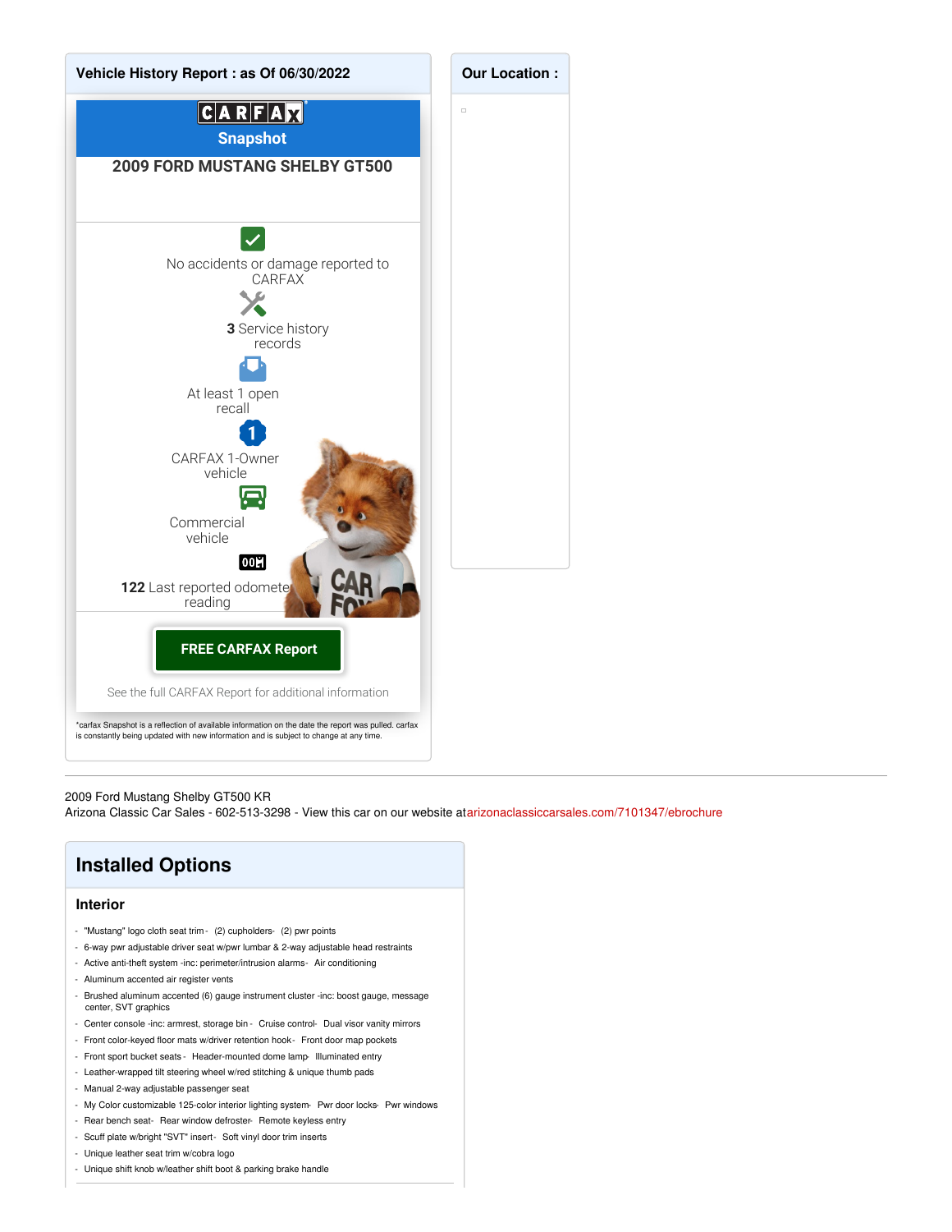## Vehicle History Report : as Of 06/30/2022

**CARFAX Snapshot**

**2009 FORD MUSTANG SHELBY GT500**

No accidents or damage reported to CARFAX

**3** Service history records

At least 1 open recall

CARFAX 1-Owner vehicle

Commercial vehicle

**122** Last reported odometer reading

**FREE CARFAX Report**

See the full CARFAX Report for additional information

*carfax Snapshot is a reflection of available information on the date the report was pulled. carfax is constantly being updated with new information and is subject to change at any time.

## Our Location :

---

2009 Ford Mustang Shelby GT500 KR
Arizona Classic Car Sales - 602-513-3298 - View this car on our website at arizonaclassiccarsales.com/7101347/ebrochure

# Installed Options

### Interior

- "Mustang" logo cloth seat trim - (2) cupholders - (2) pwr points
- 6-way pwr adjustable driver seat w/pwr lumbar & 2-way adjustable head restraints
- Active anti-theft system -inc: perimeter/intrusion alarms - Air conditioning
- Aluminum accented air register vents
- Brushed aluminum accented (6) gauge instrument cluster -inc: boost gauge, message center, SVT graphics
- Center console -inc: armrest, storage bin - Cruise control - Dual visor vanity mirrors
- Front color-keyed floor mats w/driver retention hook - Front door map pockets
- Front sport bucket seats - Header-mounted dome lamp - Illuminated entry
- Leather-wrapped tilt steering wheel w/red stitching & unique thumb pads
- Manual 2-way adjustable passenger seat
- My Color customizable 125-color interior lighting system - Pwr door locks - Pwr windows
- Rear bench seat - Rear window defroster - Remote keyless entry
- Scuff plate w/bright "SVT" insert - Soft vinyl door trim inserts
- Unique leather seat trim w/cobra logo
- Unique shift knob w/leather shift boot & parking brake handle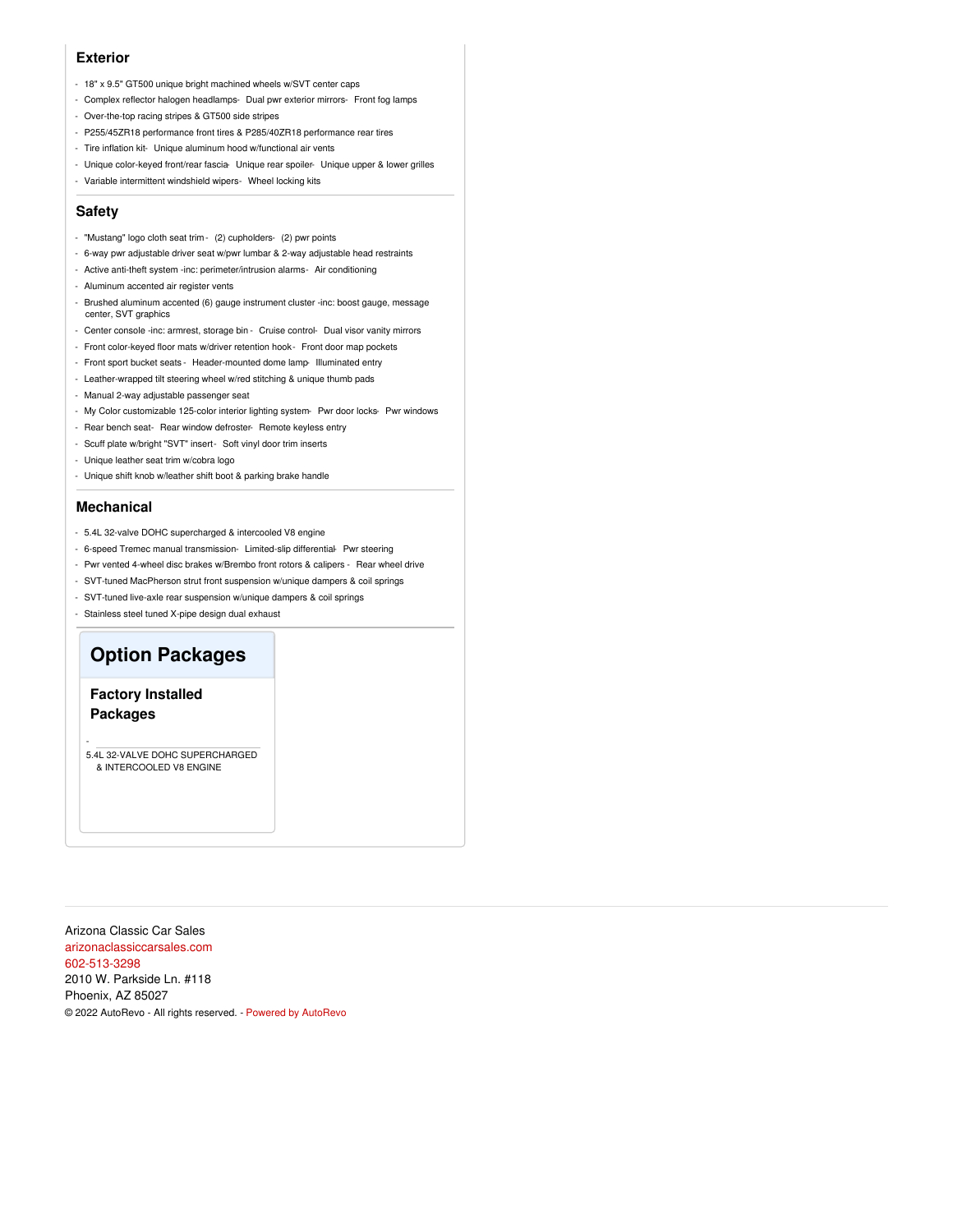## Exterior

- 18" x 9.5" GT500 unique bright machined wheels w/SVT center caps
- Complex reflector halogen headlamps- Dual pwr exterior mirrors- Front fog lamps
- Over-the-top racing stripes & GT500 side stripes
- P255/45ZR18 performance front tires & P285/40ZR18 performance rear tires
- Tire inflation kit- Unique aluminum hood w/functional air vents
- Unique color-keyed front/rear fascia- Unique rear spoiler- Unique upper & lower grilles
- Variable intermittent windshield wipers- Wheel locking kits

## Safety

- "Mustang" logo cloth seat trim - (2) cupholders- (2) pwr points
- 6-way pwr adjustable driver seat w/pwr lumbar & 2-way adjustable head restraints
- Active anti-theft system -inc: perimeter/intrusion alarms- Air conditioning
- Aluminum accented air register vents
- Brushed aluminum accented (6) gauge instrument cluster -inc: boost gauge, message center, SVT graphics
- Center console -inc: armrest, storage bin - Cruise control- Dual visor vanity mirrors
- Front color-keyed floor mats w/driver retention hook - Front door map pockets
- Front sport bucket seats - Header-mounted dome lamp- Illuminated entry
- Leather-wrapped tilt steering wheel w/red stitching & unique thumb pads
- Manual 2-way adjustable passenger seat
- My Color customizable 125-color interior lighting system- Pwr door locks- Pwr windows
- Rear bench seat- Rear window defroster- Remote keyless entry
- Scuff plate w/bright "SVT" insert - Soft vinyl door trim inserts
- Unique leather seat trim w/cobra logo
- Unique shift knob w/leather shift boot & parking brake handle

## Mechanical

- 5.4L 32-valve DOHC supercharged & intercooled V8 engine
- 6-speed Tremec manual transmission- Limited-slip differential- Pwr steering
- Pwr vented 4-wheel disc brakes w/Brembo front rotors & calipers - Rear wheel drive
- SVT-tuned MacPherson strut front suspension w/unique dampers & coil springs
- SVT-tuned live-axle rear suspension w/unique dampers & coil springs
- Stainless steel tuned X-pipe design dual exhaust

# Option Packages

### Factory Installed Packages

- 5.4L 32-VALVE DOHC SUPERCHARGED & INTERCOOLED V8 ENGINE

Arizona Classic Car Sales
arizonaclassiccarsales.com
602-513-3298
2010 W. Parkside Ln. #118
Phoenix, AZ 85027
© 2022 AutoRevo - All rights reserved. - Powered by AutoRevo